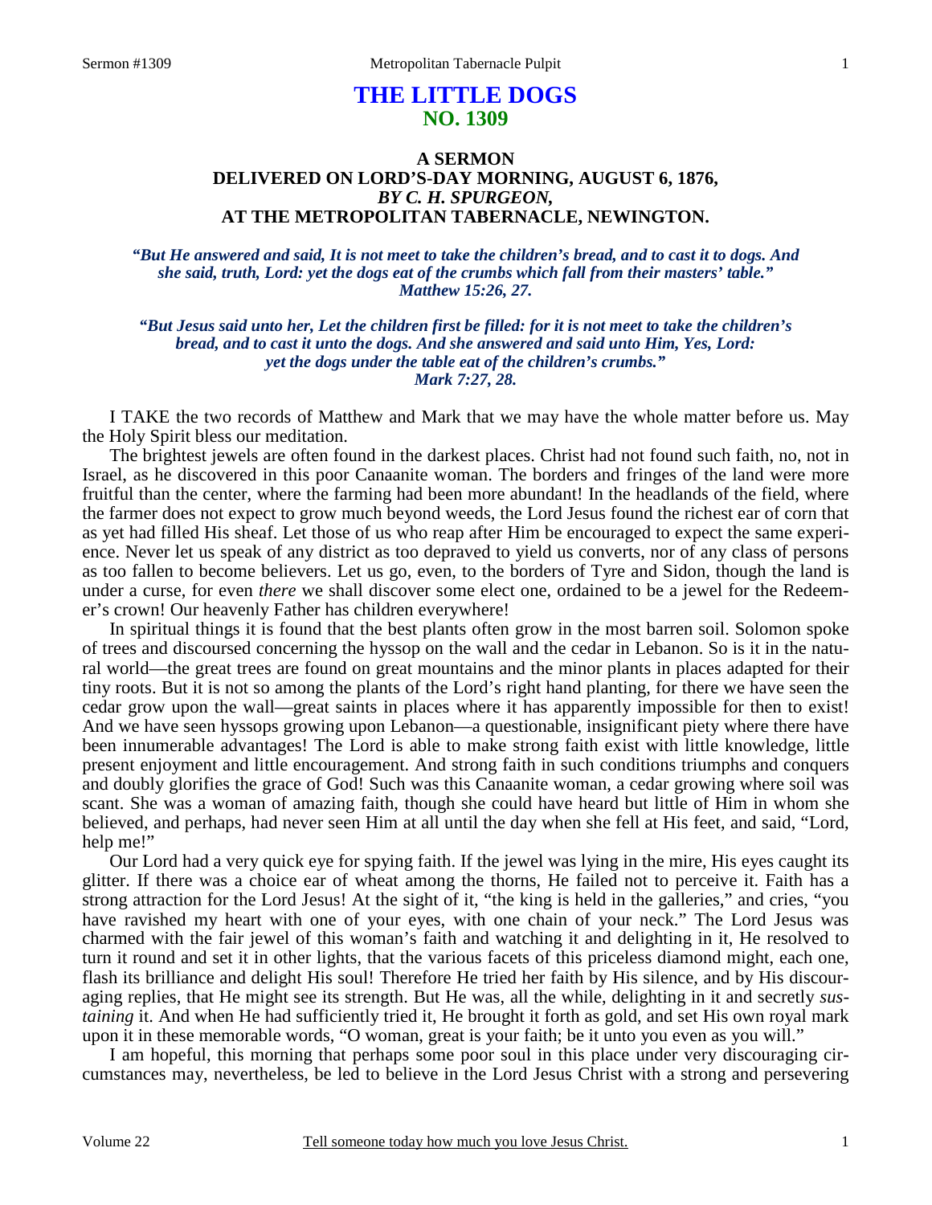# THE LITTLE DOGS
## NO. 1309

### A SERMON
### DELIVERED ON LORD'S-DAY MORNING, AUGUST 6, 1876,
### *BY C. H. SPURGEON,*
### AT THE METROPOLITAN TABERNACLE, NEWINGTON.

***"But He answered and said, It is not meet to take the children's bread, and to cast it to dogs. And she said, truth, Lord: yet the dogs eat of the crumbs which fall from their masters' table." Matthew 15:26, 27.***

***"But Jesus said unto her, Let the children first be filled: for it is not meet to take the children's bread, and to cast it unto the dogs. And she answered and said unto Him, Yes, Lord: yet the dogs under the table eat of the children's crumbs." Mark 7:27, 28.***

I TAKE the two records of Matthew and Mark that we may have the whole matter before us. May the Holy Spirit bless our meditation.

The brightest jewels are often found in the darkest places. Christ had not found such faith, no, not in Israel, as he discovered in this poor Canaanite woman. The borders and fringes of the land were more fruitful than the center, where the farming had been more abundant! In the headlands of the field, where the farmer does not expect to grow much beyond weeds, the Lord Jesus found the richest ear of corn that as yet had filled His sheaf. Let those of us who reap after Him be encouraged to expect the same experience. Never let us speak of any district as too depraved to yield us converts, nor of any class of persons as too fallen to become believers. Let us go, even, to the borders of Tyre and Sidon, though the land is under a curse, for even *there* we shall discover some elect one, ordained to be a jewel for the Redeemer's crown! Our heavenly Father has children everywhere!

In spiritual things it is found that the best plants often grow in the most barren soil. Solomon spoke of trees and discoursed concerning the hyssop on the wall and the cedar in Lebanon. So is it in the natural world—the great trees are found on great mountains and the minor plants in places adapted for their tiny roots. But it is not so among the plants of the Lord's right hand planting, for there we have seen the cedar grow upon the wall—great saints in places where it has apparently impossible for then to exist! And we have seen hyssops growing upon Lebanon—a questionable, insignificant piety where there have been innumerable advantages! The Lord is able to make strong faith exist with little knowledge, little present enjoyment and little encouragement. And strong faith in such conditions triumphs and conquers and doubly glorifies the grace of God! Such was this Canaanite woman, a cedar growing where soil was scant. She was a woman of amazing faith, though she could have heard but little of Him in whom she believed, and perhaps, had never seen Him at all until the day when she fell at His feet, and said, "Lord, help me!"

Our Lord had a very quick eye for spying faith. If the jewel was lying in the mire, His eyes caught its glitter. If there was a choice ear of wheat among the thorns, He failed not to perceive it. Faith has a strong attraction for the Lord Jesus! At the sight of it, "the king is held in the galleries," and cries, "you have ravished my heart with one of your eyes, with one chain of your neck." The Lord Jesus was charmed with the fair jewel of this woman's faith and watching it and delighting in it, He resolved to turn it round and set it in other lights, that the various facets of this priceless diamond might, each one, flash its brilliance and delight His soul! Therefore He tried her faith by His silence, and by His discouraging replies, that He might see its strength. But He was, all the while, delighting in it and secretly *sustaining* it. And when He had sufficiently tried it, He brought it forth as gold, and set His own royal mark upon it in these memorable words, "O woman, great is your faith; be it unto you even as you will."

I am hopeful, this morning that perhaps some poor soul in this place under very discouraging circumstances may, nevertheless, be led to believe in the Lord Jesus Christ with a strong and persevering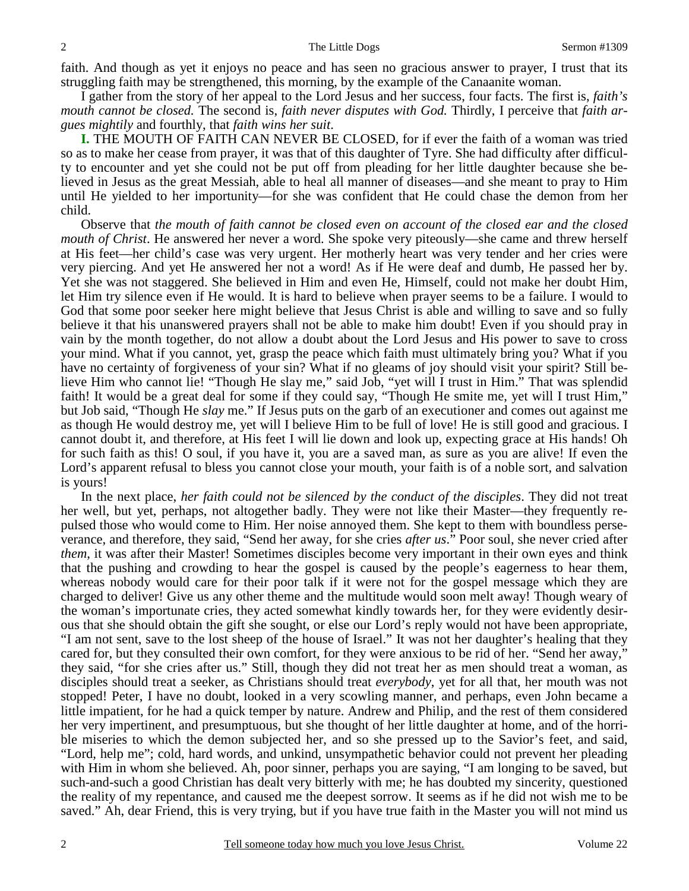faith. And though as yet it enjoys no peace and has seen no gracious answer to prayer, I trust that its struggling faith may be strengthened, this morning, by the example of the Canaanite woman.

I gather from the story of her appeal to the Lord Jesus and her success, four facts. The first is, *faith's mouth cannot be closed.* The second is, *faith never disputes with God.* Thirdly, I perceive that *faith argues mightily* and fourthly, that *faith wins her suit*.

**I.** THE MOUTH OF FAITH CAN NEVER BE CLOSED, for if ever the faith of a woman was tried so as to make her cease from prayer, it was that of this daughter of Tyre. She had difficulty after difficulty to encounter and yet she could not be put off from pleading for her little daughter because she believed in Jesus as the great Messiah, able to heal all manner of diseases—and she meant to pray to Him until He yielded to her importunity—for she was confident that He could chase the demon from her child.

Observe that *the mouth of faith cannot be closed even on account of the closed ear and the closed mouth of Christ*. He answered her never a word. She spoke very piteously—she came and threw herself at His feet—her child's case was very urgent. Her motherly heart was very tender and her cries were very piercing. And yet He answered her not a word! As if He were deaf and dumb, He passed her by. Yet she was not staggered. She believed in Him and even He, Himself, could not make her doubt Him, let Him try silence even if He would. It is hard to believe when prayer seems to be a failure. I would to God that some poor seeker here might believe that Jesus Christ is able and willing to save and so fully believe it that his unanswered prayers shall not be able to make him doubt! Even if you should pray in vain by the month together, do not allow a doubt about the Lord Jesus and His power to save to cross your mind. What if you cannot, yet, grasp the peace which faith must ultimately bring you? What if you have no certainty of forgiveness of your sin? What if no gleams of joy should visit your spirit? Still believe Him who cannot lie! "Though He slay me," said Job, "yet will I trust in Him." That was splendid faith! It would be a great deal for some if they could say, "Though He smite me, yet will I trust Him," but Job said, "Though He *slay* me." If Jesus puts on the garb of an executioner and comes out against me as though He would destroy me, yet will I believe Him to be full of love! He is still good and gracious. I cannot doubt it, and therefore, at His feet I will lie down and look up, expecting grace at His hands! Oh for such faith as this! O soul, if you have it, you are a saved man, as sure as you are alive! If even the Lord's apparent refusal to bless you cannot close your mouth, your faith is of a noble sort, and salvation is yours!

In the next place, *her faith could not be silenced by the conduct of the disciples*. They did not treat her well, but yet, perhaps, not altogether badly. They were not like their Master—they frequently repulsed those who would come to Him. Her noise annoyed them. She kept to them with boundless perseverance, and therefore, they said, "Send her away, for she cries *after us*." Poor soul, she never cried after *them*, it was after their Master! Sometimes disciples become very important in their own eyes and think that the pushing and crowding to hear the gospel is caused by the people's eagerness to hear them, whereas nobody would care for their poor talk if it were not for the gospel message which they are charged to deliver! Give us any other theme and the multitude would soon melt away! Though weary of the woman's importunate cries, they acted somewhat kindly towards her, for they were evidently desirous that she should obtain the gift she sought, or else our Lord's reply would not have been appropriate, "I am not sent, save to the lost sheep of the house of Israel." It was not her daughter's healing that they cared for, but they consulted their own comfort, for they were anxious to be rid of her. "Send her away," they said, "for she cries after us." Still, though they did not treat her as men should treat a woman, as disciples should treat a seeker, as Christians should treat *everybody*, yet for all that, her mouth was not stopped! Peter, I have no doubt, looked in a very scowling manner, and perhaps, even John became a little impatient, for he had a quick temper by nature. Andrew and Philip, and the rest of them considered her very impertinent, and presumptuous, but she thought of her little daughter at home, and of the horrible miseries to which the demon subjected her, and so she pressed up to the Savior's feet, and said, "Lord, help me"; cold, hard words, and unkind, unsympathetic behavior could not prevent her pleading with Him in whom she believed. Ah, poor sinner, perhaps you are saying, "I am longing to be saved, but such-and-such a good Christian has dealt very bitterly with me; he has doubted my sincerity, questioned the reality of my repentance, and caused me the deepest sorrow. It seems as if he did not wish me to be saved." Ah, dear Friend, this is very trying, but if you have true faith in the Master you will not mind us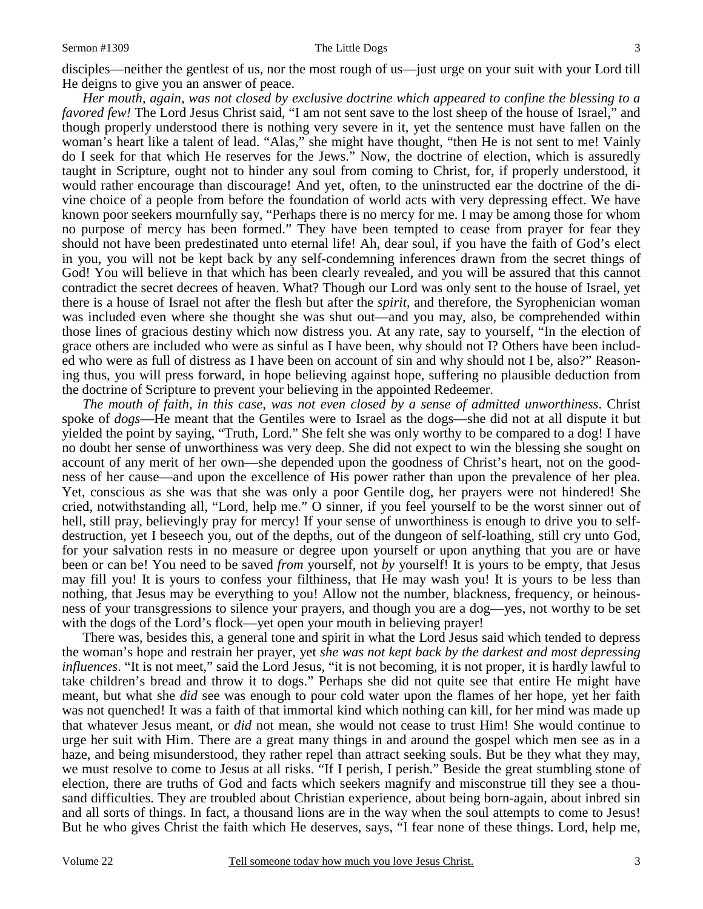disciples—neither the gentlest of us, nor the most rough of us—just urge on your suit with your Lord till He deigns to give you an answer of peace.

*Her mouth, again, was not closed by exclusive doctrine which appeared to confine the blessing to a favored few!* The Lord Jesus Christ said, "I am not sent save to the lost sheep of the house of Israel," and though properly understood there is nothing very severe in it, yet the sentence must have fallen on the woman's heart like a talent of lead. "Alas," she might have thought, "then He is not sent to me! Vainly do I seek for that which He reserves for the Jews." Now, the doctrine of election, which is assuredly taught in Scripture, ought not to hinder any soul from coming to Christ, for, if properly understood, it would rather encourage than discourage! And yet, often, to the uninstructed ear the doctrine of the divine choice of a people from before the foundation of world acts with very depressing effect. We have known poor seekers mournfully say, "Perhaps there is no mercy for me. I may be among those for whom no purpose of mercy has been formed." They have been tempted to cease from prayer for fear they should not have been predestinated unto eternal life! Ah, dear soul, if you have the faith of God's elect in you, you will not be kept back by any self-condemning inferences drawn from the secret things of God! You will believe in that which has been clearly revealed, and you will be assured that this cannot contradict the secret decrees of heaven. What? Though our Lord was only sent to the house of Israel, yet there is a house of Israel not after the flesh but after the *spirit,* and therefore, the Syrophenician woman was included even where she thought she was shut out—and you may, also, be comprehended within those lines of gracious destiny which now distress you. At any rate, say to yourself, "In the election of grace others are included who were as sinful as I have been, why should not I? Others have been included who were as full of distress as I have been on account of sin and why should not I be, also?" Reasoning thus, you will press forward, in hope believing against hope, suffering no plausible deduction from the doctrine of Scripture to prevent your believing in the appointed Redeemer.

*The mouth of faith, in this case, was not even closed by a sense of admitted unworthiness*. Christ spoke of *dogs*—He meant that the Gentiles were to Israel as the dogs—she did not at all dispute it but yielded the point by saying, "Truth, Lord." She felt she was only worthy to be compared to a dog! I have no doubt her sense of unworthiness was very deep. She did not expect to win the blessing she sought on account of any merit of her own—she depended upon the goodness of Christ's heart, not on the goodness of her cause—and upon the excellence of His power rather than upon the prevalence of her plea. Yet, conscious as she was that she was only a poor Gentile dog, her prayers were not hindered! She cried, notwithstanding all, "Lord, help me." O sinner, if you feel yourself to be the worst sinner out of hell, still pray, believingly pray for mercy! If your sense of unworthiness is enough to drive you to self-destruction, yet I beseech you, out of the depths, out of the dungeon of self-loathing, still cry unto God, for your salvation rests in no measure or degree upon yourself or upon anything that you are or have been or can be! You need to be saved *from* yourself, not *by* yourself! It is yours to be empty, that Jesus may fill you! It is yours to confess your filthiness, that He may wash you! It is yours to be less than nothing, that Jesus may be everything to you! Allow not the number, blackness, frequency, or heinousness of your transgressions to silence your prayers, and though you are a dog—yes, not worthy to be set with the dogs of the Lord's flock—yet open your mouth in believing prayer!

There was, besides this, a general tone and spirit in what the Lord Jesus said which tended to depress the woman's hope and restrain her prayer, yet *she was not kept back by the darkest and most depressing influences*. "It is not meet," said the Lord Jesus, "it is not becoming, it is not proper, it is hardly lawful to take children's bread and throw it to dogs." Perhaps she did not quite see that entire He might have meant, but what she *did* see was enough to pour cold water upon the flames of her hope, yet her faith was not quenched! It was a faith of that immortal kind which nothing can kill, for her mind was made up that whatever Jesus meant, or *did* not mean, she would not cease to trust Him! She would continue to urge her suit with Him. There are a great many things in and around the gospel which men see as in a haze, and being misunderstood, they rather repel than attract seeking souls. But be they what they may, we must resolve to come to Jesus at all risks. "If I perish, I perish." Beside the great stumbling stone of election, there are truths of God and facts which seekers magnify and misconstrue till they see a thousand difficulties. They are troubled about Christian experience, about being born-again, about inbred sin and all sorts of things. In fact, a thousand lions are in the way when the soul attempts to come to Jesus! But he who gives Christ the faith which He deserves, says, "I fear none of these things. Lord, help me,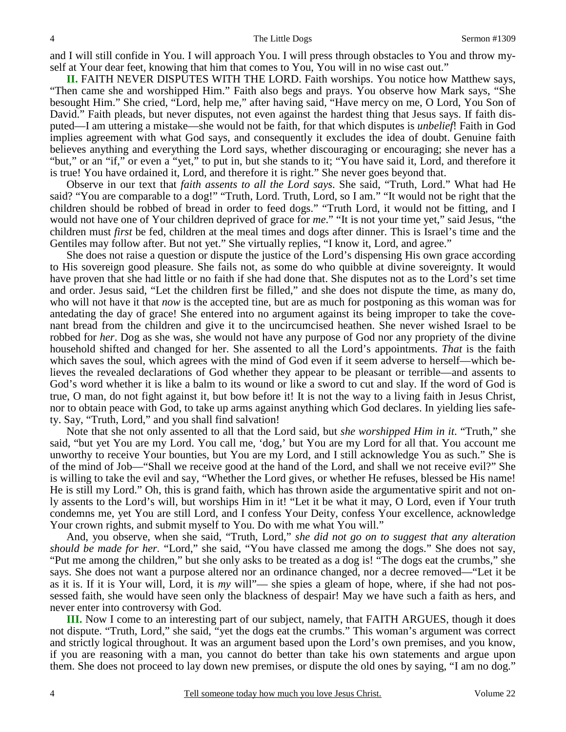and I will still confide in You. I will approach You. I will press through obstacles to You and throw myself at Your dear feet, knowing that him that comes to You, You will in no wise cast out."

**II.** FAITH NEVER DISPUTES WITH THE LORD. Faith worships. You notice how Matthew says, "Then came she and worshipped Him." Faith also begs and prays. You observe how Mark says, "She besought Him." She cried, "Lord, help me," after having said, "Have mercy on me, O Lord, You Son of David." Faith pleads, but never disputes, not even against the hardest thing that Jesus says. If faith disputed—I am uttering a mistake—she would not be faith, for that which disputes is *unbelief*! Faith in God implies agreement with what God says, and consequently it excludes the idea of doubt. Genuine faith believes anything and everything the Lord says, whether discouraging or encouraging; she never has a "but," or an "if," or even a "yet," to put in, but she stands to it; "You have said it, Lord, and therefore it is true! You have ordained it, Lord, and therefore it is right." She never goes beyond that.

Observe in our text that *faith assents to all the Lord says*. She said, "Truth, Lord." What had He said? "You are comparable to a dog!" "Truth, Lord. Truth, Lord, so I am." "It would not be right that the children should be robbed of bread in order to feed dogs." "Truth Lord, it would not be fitting, and I would not have one of Your children deprived of grace for *me*." "It is not your time yet," said Jesus, "the children must *first* be fed, children at the meal times and dogs after dinner. This is Israel's time and the Gentiles may follow after. But not yet." She virtually replies, "I know it, Lord, and agree."

She does not raise a question or dispute the justice of the Lord's dispensing His own grace according to His sovereign good pleasure. She fails not, as some do who quibble at divine sovereignty. It would have proven that she had little or no faith if she had done that. She disputes not as to the Lord's set time and order. Jesus said, "Let the children first be filled," and she does not dispute the time, as many do, who will not have it that *now* is the accepted tine, but are as much for postponing as this woman was for antedating the day of grace! She entered into no argument against its being improper to take the covenant bread from the children and give it to the uncircumcised heathen. She never wished Israel to be robbed for *her*. Dog as she was, she would not have any purpose of God nor any propriety of the divine household shifted and changed for her. She assented to all the Lord's appointments. *That* is the faith which saves the soul, which agrees with the mind of God even if it seem adverse to herself—which believes the revealed declarations of God whether they appear to be pleasant or terrible—and assents to God's word whether it is like a balm to its wound or like a sword to cut and slay. If the word of God is true, O man, do not fight against it, but bow before it! It is not the way to a living faith in Jesus Christ, nor to obtain peace with God, to take up arms against anything which God declares. In yielding lies safety. Say, "Truth, Lord," and you shall find salvation!

Note that she not only assented to all that the Lord said, but *she worshipped Him in it*. "Truth," she said, "but yet You are my Lord. You call me, 'dog,' but You are my Lord for all that. You account me unworthy to receive Your bounties, but You are my Lord, and I still acknowledge You as such." She is of the mind of Job—"Shall we receive good at the hand of the Lord, and shall we not receive evil?" She is willing to take the evil and say, "Whether the Lord gives, or whether He refuses, blessed be His name! He is still my Lord." Oh, this is grand faith, which has thrown aside the argumentative spirit and not only assents to the Lord's will, but worships Him in it! "Let it be what it may, O Lord, even if Your truth condemns me, yet You are still Lord, and I confess Your Deity, confess Your excellence, acknowledge Your crown rights, and submit myself to You. Do with me what You will."

And, you observe, when she said, "Truth, Lord," *she did not go on to suggest that any alteration should be made for her.* "Lord," she said, "You have classed me among the dogs." She does not say, "Put me among the children," but she only asks to be treated as a dog is! "The dogs eat the crumbs," she says. She does not want a purpose altered nor an ordinance changed, nor a decree removed—"Let it be as it is. If it is Your will, Lord, it is *my* will"— she spies a gleam of hope, where, if she had not possessed faith, she would have seen only the blackness of despair! May we have such a faith as hers, and never enter into controversy with God.

**III.** Now I come to an interesting part of our subject, namely, that FAITH ARGUES, though it does not dispute. "Truth, Lord," she said, "yet the dogs eat the crumbs." This woman's argument was correct and strictly logical throughout. It was an argument based upon the Lord's own premises, and you know, if you are reasoning with a man, you cannot do better than take his own statements and argue upon them. She does not proceed to lay down new premises, or dispute the old ones by saying, "I am no dog."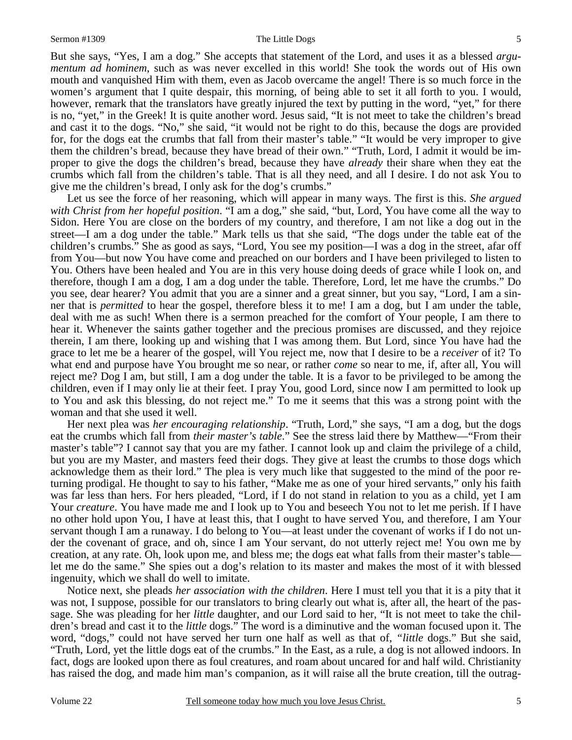But she says, "Yes, I am a dog." She accepts that statement of the Lord, and uses it as a blessed *argumentum ad hominem*, such as was never excelled in this world! She took the words out of His own mouth and vanquished Him with them, even as Jacob overcame the angel! There is so much force in the women's argument that I quite despair, this morning, of being able to set it all forth to you. I would, however, remark that the translators have greatly injured the text by putting in the word, "yet," for there is no, "yet," in the Greek! It is quite another word. Jesus said, "It is not meet to take the children's bread and cast it to the dogs. "No," she said, "it would not be right to do this, because the dogs are provided for, for the dogs eat the crumbs that fall from their master's table." "It would be very improper to give them the children's bread, because they have bread of their own." "Truth, Lord, I admit it would be improper to give the dogs the children's bread, because they have *already* their share when they eat the crumbs which fall from the children's table. That is all they need, and all I desire. I do not ask You to give me the children's bread, I only ask for the dog's crumbs."

Let us see the force of her reasoning, which will appear in many ways. The first is this. *She argued with Christ from her hopeful position*. "I am a dog," she said, "but, Lord, You have come all the way to Sidon. Here You are close on the borders of my country, and therefore, I am not like a dog out in the street—I am a dog under the table." Mark tells us that she said, "The dogs under the table eat of the children's crumbs." She as good as says, "Lord, You see my position—I was a dog in the street, afar off from You—but now You have come and preached on our borders and I have been privileged to listen to You. Others have been healed and You are in this very house doing deeds of grace while I look on, and therefore, though I am a dog, I am a dog under the table. Therefore, Lord, let me have the crumbs." Do you see, dear hearer? You admit that you are a sinner and a great sinner, but you say, "Lord, I am a sinner that is *permitted* to hear the gospel, therefore bless it to me! I am a dog, but I am under the table, deal with me as such! When there is a sermon preached for the comfort of Your people, I am there to hear it. Whenever the saints gather together and the precious promises are discussed, and they rejoice therein, I am there, looking up and wishing that I was among them. But Lord, since You have had the grace to let me be a hearer of the gospel, will You reject me, now that I desire to be a *receiver* of it? To what end and purpose have You brought me so near, or rather *come* so near to me, if, after all, You will reject me? Dog I am, but still, I am a dog under the table. It is a favor to be privileged to be among the children, even if I may only lie at their feet. I pray You, good Lord, since now I am permitted to look up to You and ask this blessing, do not reject me." To me it seems that this was a strong point with the woman and that she used it well.

Her next plea was *her encouraging relationship*. "Truth, Lord," she says, "I am a dog, but the dogs eat the crumbs which fall from *their master's table*." See the stress laid there by Matthew—"From their master's table"? I cannot say that you are my father. I cannot look up and claim the privilege of a child, but you are my Master, and masters feed their dogs. They give at least the crumbs to those dogs which acknowledge them as their lord." The plea is very much like that suggested to the mind of the poor returning prodigal. He thought to say to his father, "Make me as one of your hired servants," only his faith was far less than hers. For hers pleaded, "Lord, if I do not stand in relation to you as a child, yet I am Your *creature*. You have made me and I look up to You and beseech You not to let me perish. If I have no other hold upon You, I have at least this, that I ought to have served You, and therefore, I am Your servant though I am a runaway. I do belong to You—at least under the covenant of works if I do not under the covenant of grace, and oh, since I am Your servant, do not utterly reject me! You own me by creation, at any rate. Oh, look upon me, and bless me; the dogs eat what falls from their master's table—let me do the same." She spies out a dog's relation to its master and makes the most of it with blessed ingenuity, which we shall do well to imitate.

Notice next, she pleads *her association with the children*. Here I must tell you that it is a pity that it was not, I suppose, possible for our translators to bring clearly out what is, after all, the heart of the passage. She was pleading for her *little* daughter, and our Lord said to her, "It is not meet to take the children's bread and cast it to the *little* dogs." The word is a diminutive and the woman focused upon it. The word, "dogs," could not have served her turn one half as well as that of, "*little* dogs." But she said, "Truth, Lord, yet the little dogs eat of the crumbs." In the East, as a rule, a dog is not allowed indoors. In fact, dogs are looked upon there as foul creatures, and roam about uncared for and half wild. Christianity has raised the dog, and made him man's companion, as it will raise all the brute creation, till the outrag-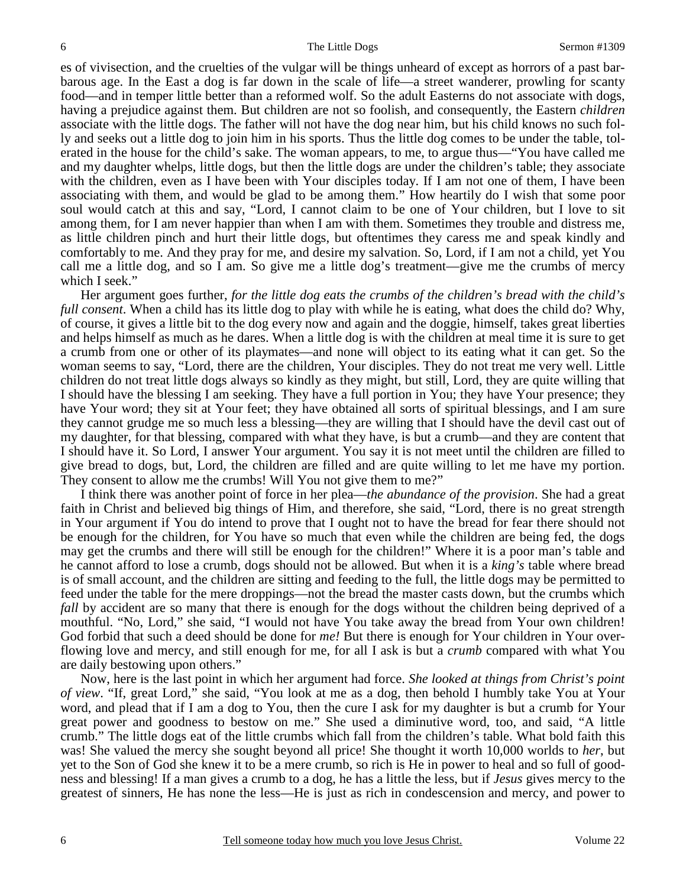es of vivisection, and the cruelties of the vulgar will be things unheard of except as horrors of a past barbarous age. In the East a dog is far down in the scale of life—a street wanderer, prowling for scanty food—and in temper little better than a reformed wolf. So the adult Easterns do not associate with dogs, having a prejudice against them. But children are not so foolish, and consequently, the Eastern *children* associate with the little dogs. The father will not have the dog near him, but his child knows no such folly and seeks out a little dog to join him in his sports. Thus the little dog comes to be under the table, tolerated in the house for the child's sake. The woman appears, to me, to argue thus—"You have called me and my daughter whelps, little dogs, but then the little dogs are under the children's table; they associate with the children, even as I have been with Your disciples today. If I am not one of them, I have been associating with them, and would be glad to be among them." How heartily do I wish that some poor soul would catch at this and say, "Lord, I cannot claim to be one of Your children, but I love to sit among them, for I am never happier than when I am with them. Sometimes they trouble and distress me, as little children pinch and hurt their little dogs, but oftentimes they caress me and speak kindly and comfortably to me. And they pray for me, and desire my salvation. So, Lord, if I am not a child, yet You call me a little dog, and so I am. So give me a little dog's treatment—give me the crumbs of mercy which I seek."

Her argument goes further, *for the little dog eats the crumbs of the children's bread with the child's full consent*. When a child has its little dog to play with while he is eating, what does the child do? Why, of course, it gives a little bit to the dog every now and again and the doggie, himself, takes great liberties and helps himself as much as he dares. When a little dog is with the children at meal time it is sure to get a crumb from one or other of its playmates—and none will object to its eating what it can get. So the woman seems to say, "Lord, there are the children, Your disciples. They do not treat me very well. Little children do not treat little dogs always so kindly as they might, but still, Lord, they are quite willing that I should have the blessing I am seeking. They have a full portion in You; they have Your presence; they have Your word; they sit at Your feet; they have obtained all sorts of spiritual blessings, and I am sure they cannot grudge me so much less a blessing—they are willing that I should have the devil cast out of my daughter, for that blessing, compared with what they have, is but a crumb—and they are content that I should have it. So Lord, I answer Your argument. You say it is not meet until the children are filled to give bread to dogs, but, Lord, the children are filled and are quite willing to let me have my portion. They consent to allow me the crumbs! Will You not give them to me?"

I think there was another point of force in her plea—*the abundance of the provision*. She had a great faith in Christ and believed big things of Him, and therefore, she said, "Lord, there is no great strength in Your argument if You do intend to prove that I ought not to have the bread for fear there should not be enough for the children, for You have so much that even while the children are being fed, the dogs may get the crumbs and there will still be enough for the children!" Where it is a poor man's table and he cannot afford to lose a crumb, dogs should not be allowed. But when it is a *king's* table where bread is of small account, and the children are sitting and feeding to the full, the little dogs may be permitted to feed under the table for the mere droppings—not the bread the master casts down, but the crumbs which *fall* by accident are so many that there is enough for the dogs without the children being deprived of a mouthful. "No, Lord," she said, "I would not have You take away the bread from Your own children! God forbid that such a deed should be done for *me!* But there is enough for Your children in Your overflowing love and mercy, and still enough for me, for all I ask is but a *crumb* compared with what You are daily bestowing upon others."

Now, here is the last point in which her argument had force. *She looked at things from Christ's point of view*. "If, great Lord," she said, "You look at me as a dog, then behold I humbly take You at Your word, and plead that if I am a dog to You, then the cure I ask for my daughter is but a crumb for Your great power and goodness to bestow on me." She used a diminutive word, too, and said, "A little crumb." The little dogs eat of the little crumbs which fall from the children's table. What bold faith this was! She valued the mercy she sought beyond all price! She thought it worth 10,000 worlds to *her*, but yet to the Son of God she knew it to be a mere crumb, so rich is He in power to heal and so full of goodness and blessing! If a man gives a crumb to a dog, he has a little the less, but if *Jesus* gives mercy to the greatest of sinners, He has none the less—He is just as rich in condescension and mercy, and power to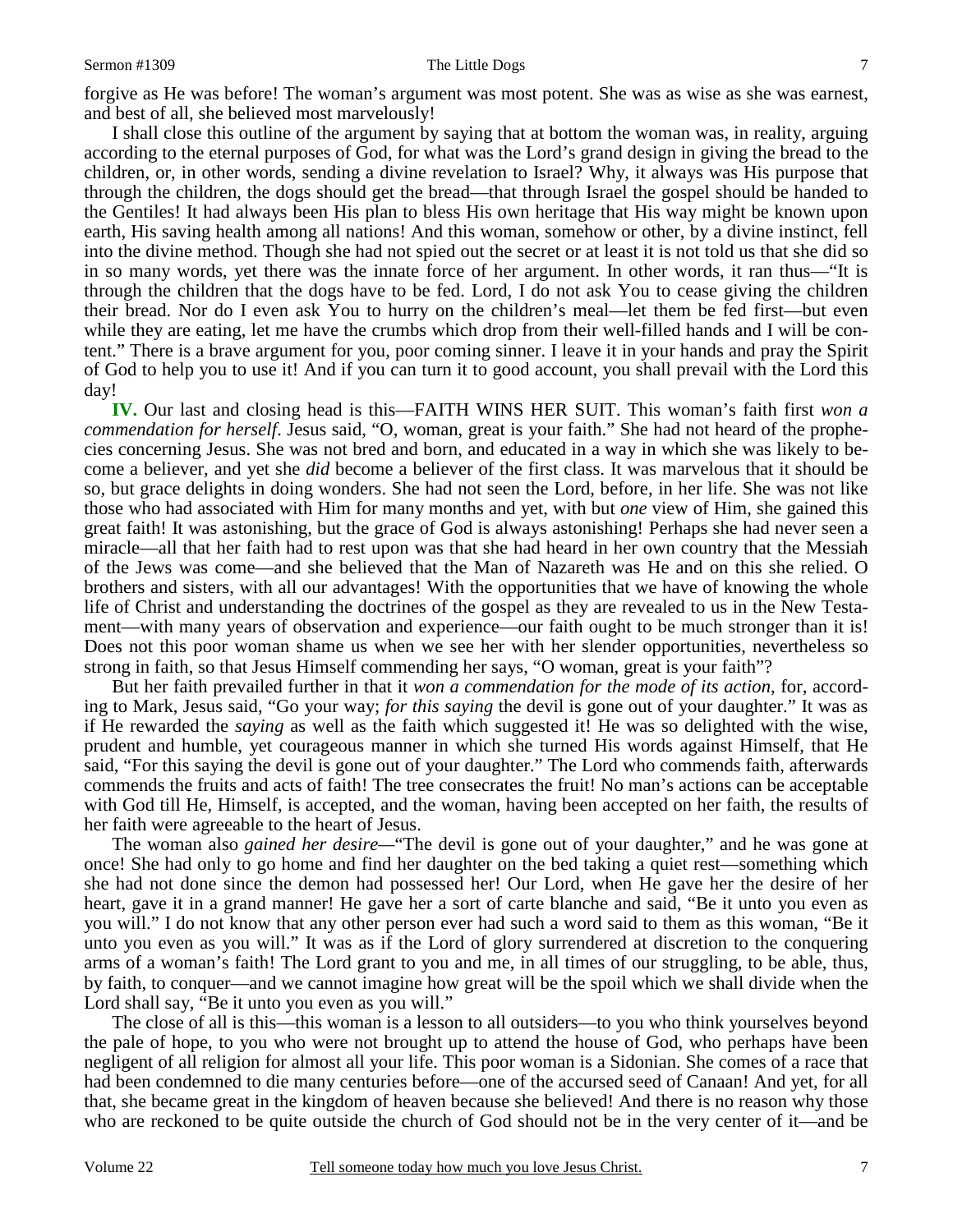forgive as He was before! The woman's argument was most potent. She was as wise as she was earnest, and best of all, she believed most marvelously!

I shall close this outline of the argument by saying that at bottom the woman was, in reality, arguing according to the eternal purposes of God, for what was the Lord's grand design in giving the bread to the children, or, in other words, sending a divine revelation to Israel? Why, it always was His purpose that through the children, the dogs should get the bread—that through Israel the gospel should be handed to the Gentiles! It had always been His plan to bless His own heritage that His way might be known upon earth, His saving health among all nations! And this woman, somehow or other, by a divine instinct, fell into the divine method. Though she had not spied out the secret or at least it is not told us that she did so in so many words, yet there was the innate force of her argument. In other words, it ran thus—"It is through the children that the dogs have to be fed. Lord, I do not ask You to cease giving the children their bread. Nor do I even ask You to hurry on the children's meal—let them be fed first—but even while they are eating, let me have the crumbs which drop from their well-filled hands and I will be content." There is a brave argument for you, poor coming sinner. I leave it in your hands and pray the Spirit of God to help you to use it! And if you can turn it to good account, you shall prevail with the Lord this day!

**IV.** Our last and closing head is this—FAITH WINS HER SUIT. This woman's faith first *won a commendation for herself*. Jesus said, "O, woman, great is your faith." She had not heard of the prophecies concerning Jesus. She was not bred and born, and educated in a way in which she was likely to become a believer, and yet she *did* become a believer of the first class. It was marvelous that it should be so, but grace delights in doing wonders. She had not seen the Lord, before, in her life. She was not like those who had associated with Him for many months and yet, with but *one* view of Him, she gained this great faith! It was astonishing, but the grace of God is always astonishing! Perhaps she had never seen a miracle—all that her faith had to rest upon was that she had heard in her own country that the Messiah of the Jews was come—and she believed that the Man of Nazareth was He and on this she relied. O brothers and sisters, with all our advantages! With the opportunities that we have of knowing the whole life of Christ and understanding the doctrines of the gospel as they are revealed to us in the New Testament—with many years of observation and experience—our faith ought to be much stronger than it is! Does not this poor woman shame us when we see her with her slender opportunities, nevertheless so strong in faith, so that Jesus Himself commending her says, "O woman, great is your faith"?

But her faith prevailed further in that it *won a commendation for the mode of its action*, for, according to Mark, Jesus said, "Go your way; *for this saying* the devil is gone out of your daughter." It was as if He rewarded the *saying* as well as the faith which suggested it! He was so delighted with the wise, prudent and humble, yet courageous manner in which she turned His words against Himself, that He said, "For this saying the devil is gone out of your daughter." The Lord who commends faith, afterwards commends the fruits and acts of faith! The tree consecrates the fruit! No man's actions can be acceptable with God till He, Himself, is accepted, and the woman, having been accepted on her faith, the results of her faith were agreeable to the heart of Jesus.

The woman also *gained her desire*—"The devil is gone out of your daughter," and he was gone at once! She had only to go home and find her daughter on the bed taking a quiet rest—something which she had not done since the demon had possessed her! Our Lord, when He gave her the desire of her heart, gave it in a grand manner! He gave her a sort of carte blanche and said, "Be it unto you even as you will." I do not know that any other person ever had such a word said to them as this woman, "Be it unto you even as you will." It was as if the Lord of glory surrendered at discretion to the conquering arms of a woman's faith! The Lord grant to you and me, in all times of our struggling, to be able, thus, by faith, to conquer—and we cannot imagine how great will be the spoil which we shall divide when the Lord shall say, "Be it unto you even as you will."

The close of all is this—this woman is a lesson to all outsiders—to you who think yourselves beyond the pale of hope, to you who were not brought up to attend the house of God, who perhaps have been negligent of all religion for almost all your life. This poor woman is a Sidonian. She comes of a race that had been condemned to die many centuries before—one of the accursed seed of Canaan! And yet, for all that, she became great in the kingdom of heaven because she believed! And there is no reason why those who are reckoned to be quite outside the church of God should not be in the very center of it—and be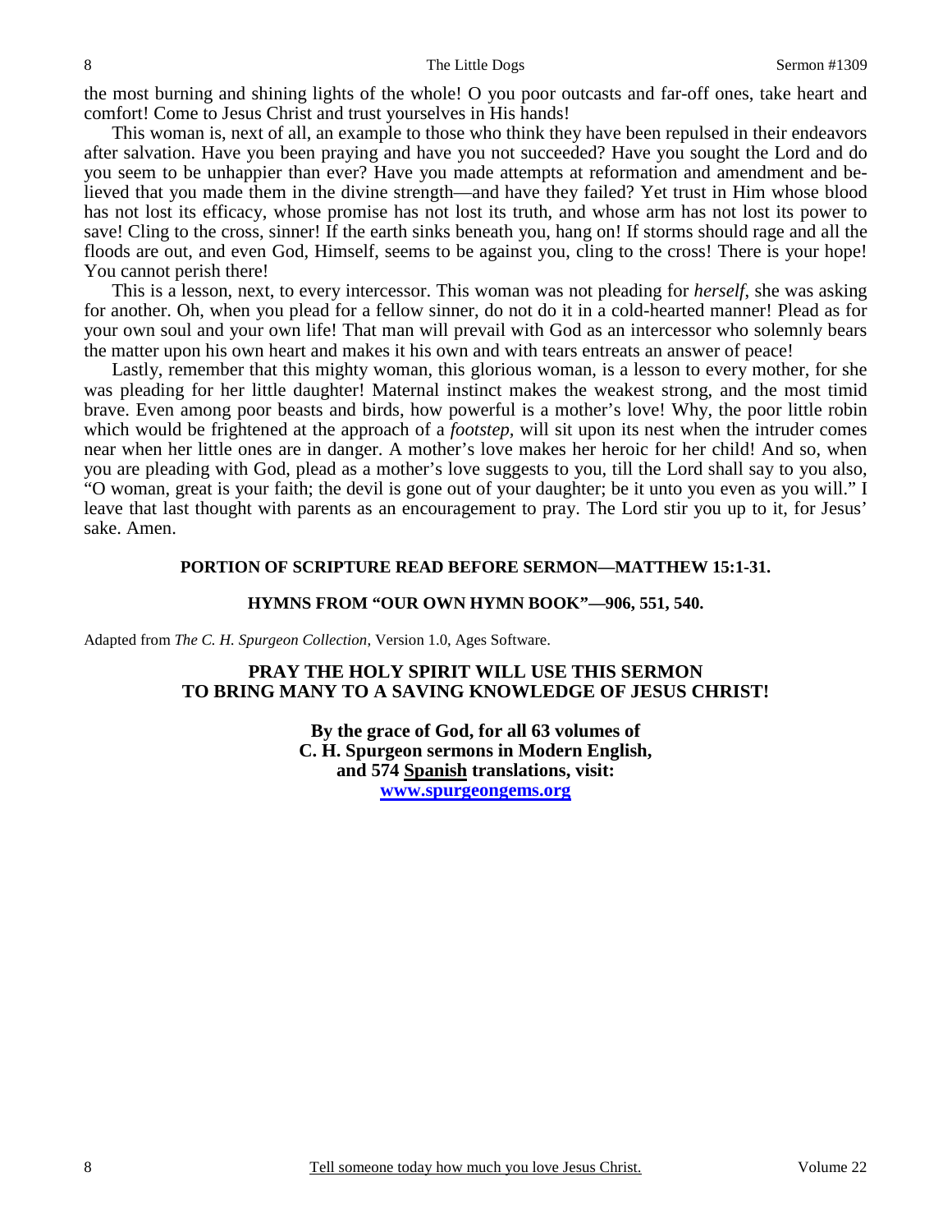the most burning and shining lights of the whole! O you poor outcasts and far-off ones, take heart and comfort! Come to Jesus Christ and trust yourselves in His hands!

This woman is, next of all, an example to those who think they have been repulsed in their endeavors after salvation. Have you been praying and have you not succeeded? Have you sought the Lord and do you seem to be unhappier than ever? Have you made attempts at reformation and amendment and believed that you made them in the divine strength—and have they failed? Yet trust in Him whose blood has not lost its efficacy, whose promise has not lost its truth, and whose arm has not lost its power to save! Cling to the cross, sinner! If the earth sinks beneath you, hang on! If storms should rage and all the floods are out, and even God, Himself, seems to be against you, cling to the cross! There is your hope! You cannot perish there!

This is a lesson, next, to every intercessor. This woman was not pleading for *herself*, she was asking for another. Oh, when you plead for a fellow sinner, do not do it in a cold-hearted manner! Plead as for your own soul and your own life! That man will prevail with God as an intercessor who solemnly bears the matter upon his own heart and makes it his own and with tears entreats an answer of peace!

Lastly, remember that this mighty woman, this glorious woman, is a lesson to every mother, for she was pleading for her little daughter! Maternal instinct makes the weakest strong, and the most timid brave. Even among poor beasts and birds, how powerful is a mother's love! Why, the poor little robin which would be frightened at the approach of a *footstep*, will sit upon its nest when the intruder comes near when her little ones are in danger. A mother's love makes her heroic for her child! And so, when you are pleading with God, plead as a mother's love suggests to you, till the Lord shall say to you also, "O woman, great is your faith; the devil is gone out of your daughter; be it unto you even as you will." I leave that last thought with parents as an encouragement to pray. The Lord stir you up to it, for Jesus' sake. Amen.

**PORTION OF SCRIPTURE READ BEFORE SERMON—MATTHEW 15:1-31.**

**HYMNS FROM "OUR OWN HYMN BOOK"—906, 551, 540.**

Adapted from *The C. H. Spurgeon Collection*, Version 1.0, Ages Software.

**PRAY THE HOLY SPIRIT WILL USE THIS SERMON TO BRING MANY TO A SAVING KNOWLEDGE OF JESUS CHRIST!**

**By the grace of God, for all 63 volumes of C. H. Spurgeon sermons in Modern English, and 574 Spanish translations, visit: www.spurgeongems.org**